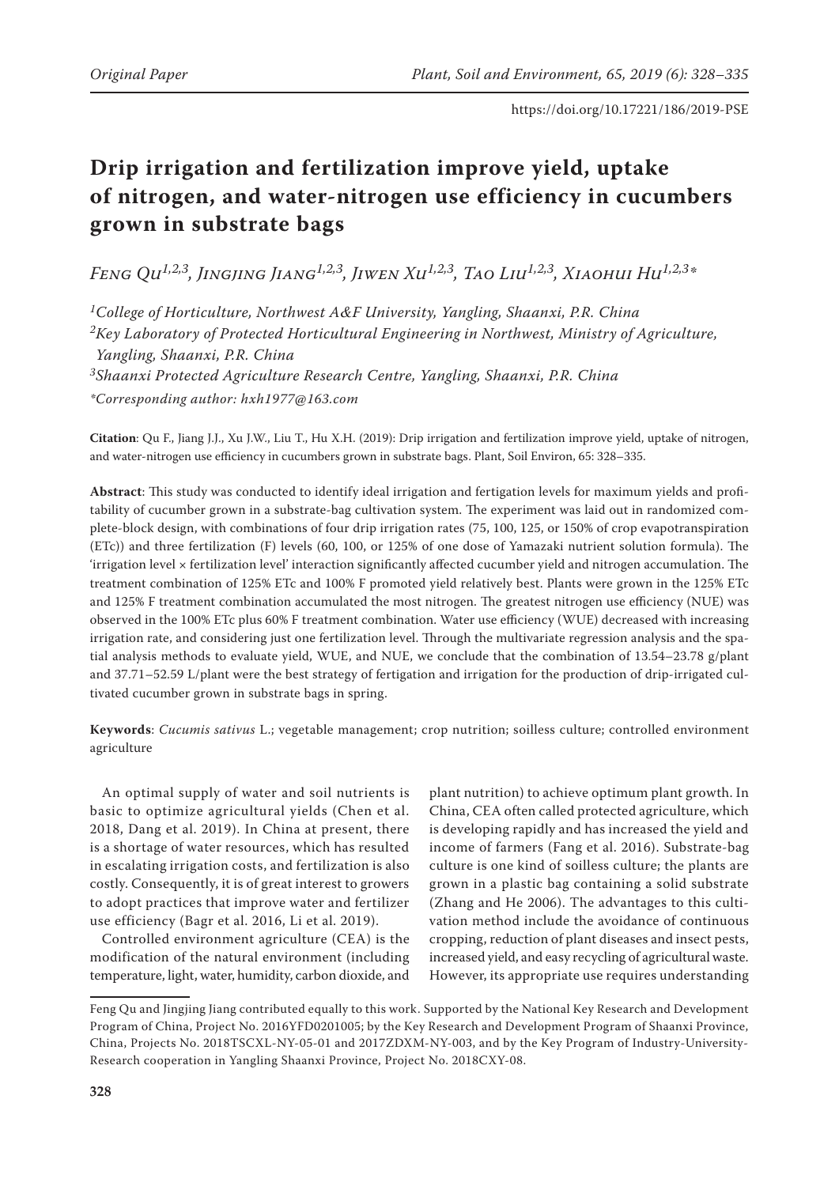Original Paper

https://doi.org/10.17221/186/2019-PSE

# Drip irrigation and fertilization improve yield, uptake of nitrogen, and water-nitrogen use efficiency in cucumbers grown in substrate bags

*Feng Qu[1,2,3], Jingjing Jiang[1,2,3], Jiwen Xu[1,2,3], Tao Liu[1,2,3], Xiaohui Hu[1,2,3]**

*[1]College of Horticulture, Northwest A&F University, Yangling, Shaanxi, P.R. China*
*[2]Key Laboratory of Protected Horticultural Engineering in Northwest, Ministry of Agriculture, Yangling, Shaanxi, P.R. China*
*[3]Shaanxi Protected Agriculture Research Centre, Yangling, Shaanxi, P.R. China*
**Corresponding author: hxh1977@163.com*

**Citation**: Qu F., Jiang J.J., Xu J.W., Liu T., Hu X.H. (2019): Drip irrigation and fertilization improve yield, uptake of nitrogen, and water-nitrogen use efficiency in cucumbers grown in substrate bags. Plant, Soil Environ, 65: 328–335.

**Abstract**: This study was conducted to identify ideal irrigation and fertigation levels for maximum yields and profitability of cucumber grown in a substrate-bag cultivation system. The experiment was laid out in randomized complete-block design, with combinations of four drip irrigation rates (75, 100, 125, or 150% of crop evapotranspiration (ETc)) and three fertilization (F) levels (60, 100, or 125% of one dose of Yamazaki nutrient solution formula). The 'irrigation level × fertilization level' interaction significantly affected cucumber yield and nitrogen accumulation. The treatment combination of 125% ETc and 100% F promoted yield relatively best. Plants were grown in the 125% ETc and 125% F treatment combination accumulated the most nitrogen. The greatest nitrogen use efficiency (NUE) was observed in the 100% ETc plus 60% F treatment combination. Water use efficiency (WUE) decreased with increasing irrigation rate, and considering just one fertilization level. Through the multivariate regression analysis and the spatial analysis methods to evaluate yield, WUE, and NUE, we conclude that the combination of 13.54–23.78 g/plant and 37.71–52.59 L/plant were the best strategy of fertigation and irrigation for the production of drip-irrigated cultivated cucumber grown in substrate bags in spring.

**Keywords**: *Cucumis sativus* L.; vegetable management; crop nutrition; soilless culture; controlled environment agriculture

An optimal supply of water and soil nutrients is basic to optimize agricultural yields (Chen et al. 2018, Dang et al. 2019). In China at present, there is a shortage of water resources, which has resulted in escalating irrigation costs, and fertilization is also costly. Consequently, it is of great interest to growers to adopt practices that improve water and fertilizer use efficiency (Bagr et al. 2016, Li et al. 2019).

Controlled environment agriculture (CEA) is the modification of the natural environment (including temperature, light, water, humidity, carbon dioxide, and plant nutrition) to achieve optimum plant growth. In China, CEA often called protected agriculture, which is developing rapidly and has increased the yield and income of farmers (Fang et al. 2016). Substrate-bag culture is one kind of soilless culture; the plants are grown in a plastic bag containing a solid substrate (Zhang and He 2006). The advantages to this cultivation method include the avoidance of continuous cropping, reduction of plant diseases and insect pests, increased yield, and easy recycling of agricultural waste. However, its appropriate use requires understanding

Feng Qu and Jingjing Jiang contributed equally to this work. Supported by the National Key Research and Development Program of China, Project No. 2016YFD0201005; by the Key Research and Development Program of Shaanxi Province, China, Projects No. 2018TSCXL-NY-05-01 and 2017ZDXM-NY-003, and by the Key Program of Industry-University-Research cooperation in Yangling Shaanxi Province, Project No. 2018CXY-08.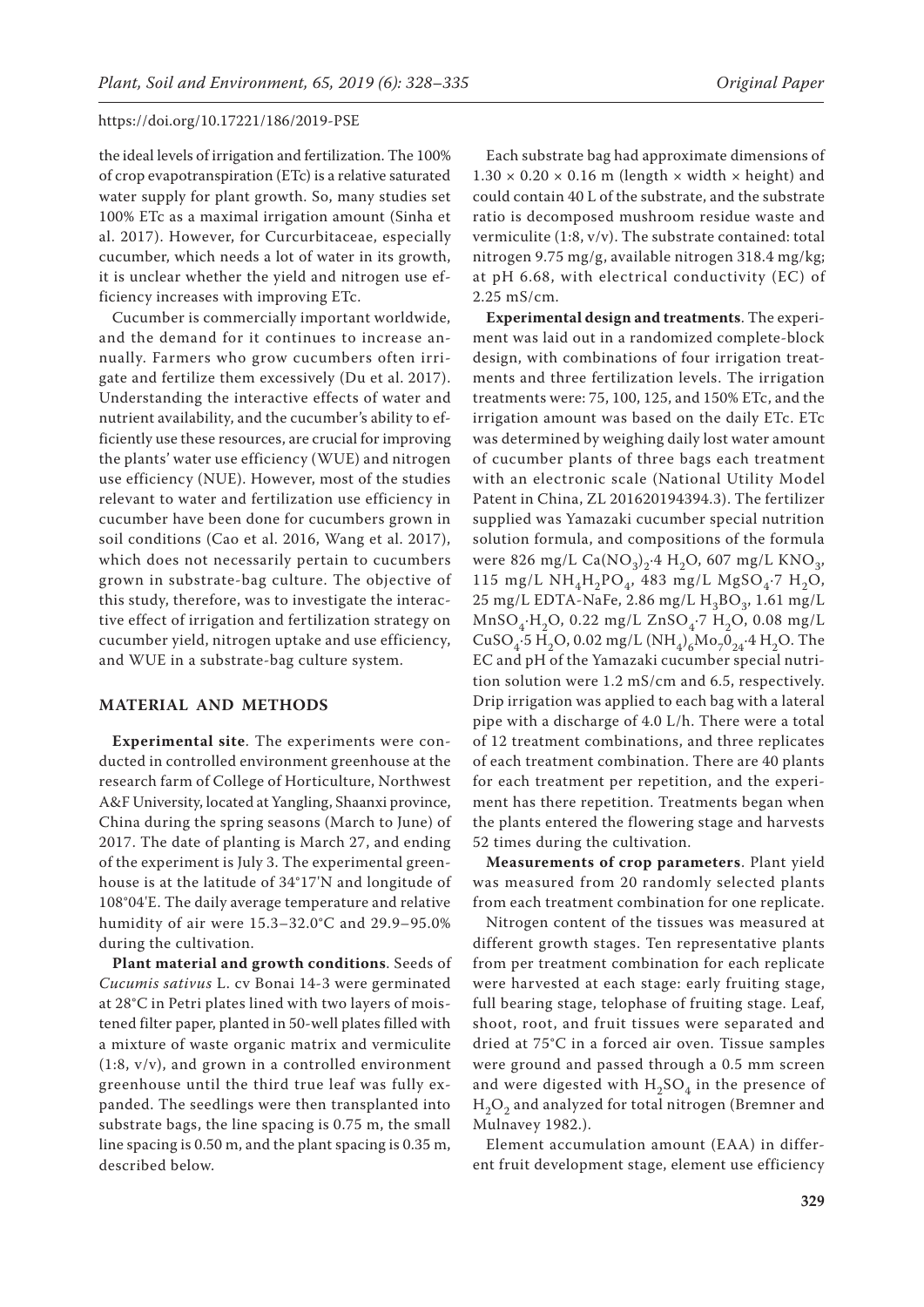the ideal levels of irrigation and fertilization. The 100% of crop evapotranspiration (ETc) is a relative saturated water supply for plant growth. So, many studies set 100% ETc as a maximal irrigation amount (Sinha et al. 2017). However, for Curcurbitaceae, especially cucumber, which needs a lot of water in its growth, it is unclear whether the yield and nitrogen use efficiency increases with improving ETc.

Cucumber is commercially important worldwide, and the demand for it continues to increase annually. Farmers who grow cucumbers often irrigate and fertilize them excessively (Du et al. 2017). Understanding the interactive effects of water and nutrient availability, and the cucumber's ability to efficiently use these resources, are crucial for improving the plants' water use efficiency (WUE) and nitrogen use efficiency (NUE). However, most of the studies relevant to water and fertilization use efficiency in cucumber have been done for cucumbers grown in soil conditions (Cao et al. 2016, Wang et al. 2017), which does not necessarily pertain to cucumbers grown in substrate-bag culture. The objective of this study, therefore, was to investigate the interactive effect of irrigation and fertilization strategy on cucumber yield, nitrogen uptake and use efficiency, and WUE in a substrate-bag culture system.

## MATERIAL AND METHODS

**Experimental site**. The experiments were conducted in controlled environment greenhouse at the research farm of College of Horticulture, Northwest A&F University, located at Yangling, Shaanxi province, China during the spring seasons (March to June) of 2017. The date of planting is March 27, and ending of the experiment is July 3. The experimental greenhouse is at the latitude of 34°17'N and longitude of 108°04'E. The daily average temperature and relative humidity of air were 15.3–32.0°C and 29.9–95.0% during the cultivation.

**Plant material and growth conditions**. Seeds of *Cucumis sativus* L. cv Bonai 14-3 were germinated at 28°C in Petri plates lined with two layers of moistened filter paper, planted in 50-well plates filled with a mixture of waste organic matrix and vermiculite (1:8, v/v), and grown in a controlled environment greenhouse until the third true leaf was fully expanded. The seedlings were then transplanted into substrate bags, the line spacing is 0.75 m, the small line spacing is 0.50 m, and the plant spacing is 0.35 m, described below.

Each substrate bag had approximate dimensions of 1.30 × 0.20 × 0.16 m (length × width × height) and could contain 40 L of the substrate, and the substrate ratio is decomposed mushroom residue waste and vermiculite (1:8, v/v). The substrate contained: total nitrogen 9.75 mg/g, available nitrogen 318.4 mg/kg; at pH 6.68, with electrical conductivity (EC) of 2.25 mS/cm.

**Experimental design and treatments**. The experiment was laid out in a randomized complete-block design, with combinations of four irrigation treatments and three fertilization levels. The irrigation treatments were: 75, 100, 125, and 150% ETc, and the irrigation amount was based on the daily ETc. ETc was determined by weighing daily lost water amount of cucumber plants of three bags each treatment with an electronic scale (National Utility Model Patent in China, ZL 201620194394.3). The fertilizer supplied was Yamazaki cucumber special nutrition solution formula, and compositions of the formula were 826 mg/L $Ca(NO_3)_2 \cdot 4\ H_2O$, 607 mg/L $KNO_3$, 115 mg/L $NH_4H_2PO_4$, 483 mg/L $MgSO_4 \cdot 7\ H_2O$, 25 mg/L EDTA-NaFe, 2.86 mg/L $H_3BO_3$, 1.61 mg/L $MnSO_4 \cdot H_2O$, 0.22 mg/L $ZnSO_4 \cdot 7\ H_2O$, 0.08 mg/L $CuSO_4 \cdot 5\ H_2O$, 0.02 mg/L $(NH_4)_6Mo_70_{24} \cdot 4\ H_2O$. The EC and pH of the Yamazaki cucumber special nutrition solution were 1.2 mS/cm and 6.5, respectively. Drip irrigation was applied to each bag with a lateral pipe with a discharge of 4.0 L/h. There were a total of 12 treatment combinations, and three replicates of each treatment combination. There are 40 plants for each treatment per repetition, and the experiment has there repetition. Treatments began when the plants entered the flowering stage and harvests 52 times during the cultivation.

**Measurements of crop parameters**. Plant yield was measured from 20 randomly selected plants from each treatment combination for one replicate.

Nitrogen content of the tissues was measured at different growth stages. Ten representative plants from per treatment combination for each replicate were harvested at each stage: early fruiting stage, full bearing stage, telophase of fruiting stage. Leaf, shoot, root, and fruit tissues were separated and dried at 75°C in a forced air oven. Tissue samples were ground and passed through a 0.5 mm screen and were digested with $H_2SO_4$ in the presence of $H_2O_2$ and analyzed for total nitrogen (Bremner and Mulnavey 1982.).

Element accumulation amount (EAA) in different fruit development stage, element use efficiency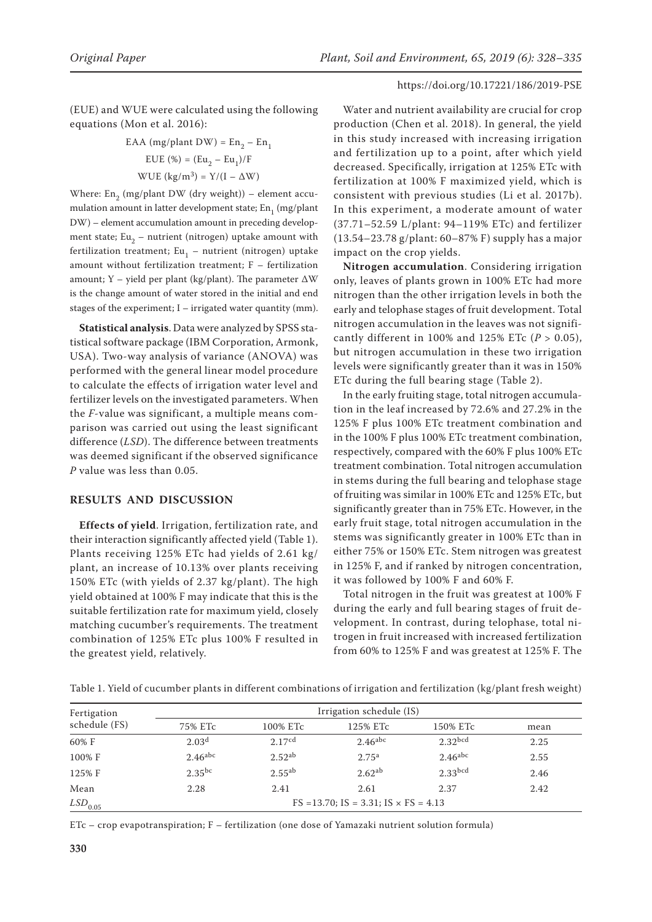(EUE) and WUE were calculated using the following equations (Mon et al. 2016):

$$\text{EAA (mg/plant DW)} = En_2 - En_1$$

$$\text{EUE (\%)} = (Eu_2 - Eu_1)/F$$

$$\text{WUE (kg/m}^3) = Y/(I - \Delta W)$$

Where: $En_2$ (mg/plant DW (dry weight)) – element accumulation amount in latter development state; $En_1$ (mg/plant DW) – element accumulation amount in preceding development state; $Eu_2$ – nutrient (nitrogen) uptake amount with fertilization treatment; $Eu_1$ – nutrient (nitrogen) uptake amount without fertilization treatment; F – fertilization amount; Y – yield per plant (kg/plant). The parameter $\Delta W$ is the change amount of water stored in the initial and end stages of the experiment; I – irrigated water quantity (mm).

**Statistical analysis**. Data were analyzed by SPSS statistical software package (IBM Corporation, Armonk, USA). Two-way analysis of variance (ANOVA) was performed with the general linear model procedure to calculate the effects of irrigation water level and fertilizer levels on the investigated parameters. When the *F*-value was significant, a multiple means comparison was carried out using the least significant difference (*LSD*). The difference between treatments was deemed significant if the observed significance *P* value was less than 0.05.

## RESULTS AND DISCUSSION

**Effects of yield**. Irrigation, fertilization rate, and their interaction significantly affected yield (Table 1). Plants receiving 125% ETc had yields of 2.61 kg/plant, an increase of 10.13% over plants receiving 150% ETc (with yields of 2.37 kg/plant). The high yield obtained at 100% F may indicate that this is the suitable fertilization rate for maximum yield, closely matching cucumber's requirements. The treatment combination of 125% ETc plus 100% F resulted in the greatest yield, relatively.

Water and nutrient availability are crucial for crop production (Chen et al. 2018). In general, the yield in this study increased with increasing irrigation and fertilization up to a point, after which yield decreased. Specifically, irrigation at 125% ETc with fertilization at 100% F maximized yield, which is consistent with previous studies (Li et al. 2017b). In this experiment, a moderate amount of water (37.71–52.59 L/plant: 94–119% ETc) and fertilizer (13.54–23.78 g/plant: 60–87% F) supply has a major impact on the crop yields.

**Nitrogen accumulation**. Considering irrigation only, leaves of plants grown in 100% ETc had more nitrogen than the other irrigation levels in both the early and telophase stages of fruit development. Total nitrogen accumulation in the leaves was not significantly different in 100% and 125% ETc ($P > 0.05$), but nitrogen accumulation in these two irrigation levels were significantly greater than it was in 150% ETc during the full bearing stage (Table 2).

In the early fruiting stage, total nitrogen accumulation in the leaf increased by 72.6% and 27.2% in the 125% F plus 100% ETc treatment combination and in the 100% F plus 100% ETc treatment combination, respectively, compared with the 60% F plus 100% ETc treatment combination. Total nitrogen accumulation in stems during the full bearing and telophase stage of fruiting was similar in 100% ETc and 125% ETc, but significantly greater than in 75% ETc. However, in the early fruit stage, total nitrogen accumulation in the stems was significantly greater in 100% ETc than in either 75% or 150% ETc. Stem nitrogen was greatest in 125% F, and if ranked by nitrogen concentration, it was followed by 100% F and 60% F.

Total nitrogen in the fruit was greatest at 100% F during the early and full bearing stages of fruit development. In contrast, during telophase, total nitrogen in fruit increased with increased fertilization from 60% to 125% F and was greatest at 125% F. The

Table 1. Yield of cucumber plants in different combinations of irrigation and fertilization (kg/plant fresh weight)

| Fertigation schedule (FS) | Irrigation schedule (IS) | | | | |
|---|---|---|---|---|---|
| | 75% ETc | 100% ETc | 125% ETc | 150% ETc | mean |
| 60% F | $2.03^{d}$ | $2.17^{cd}$ | $2.46^{abc}$ | $2.32^{bcd}$ | 2.25 |
| 100% F | $2.46^{abc}$ | $2.52^{ab}$ | $2.75^{a}$ | $2.46^{abc}$ | 2.55 |
| 125% F | $2.35^{bc}$ | $2.55^{ab}$ | $2.62^{ab}$ | $2.33^{bcd}$ | 2.46 |
| Mean | 2.28 | 2.41 | 2.61 | 2.37 | 2.42 |
| $LSD_{0.05}$ | FS = 13.70; IS = 3.31; IS × FS = 4.13 | | | | |

ETc – crop evapotranspiration; F – fertilization (one dose of Yamazaki nutrient solution formula)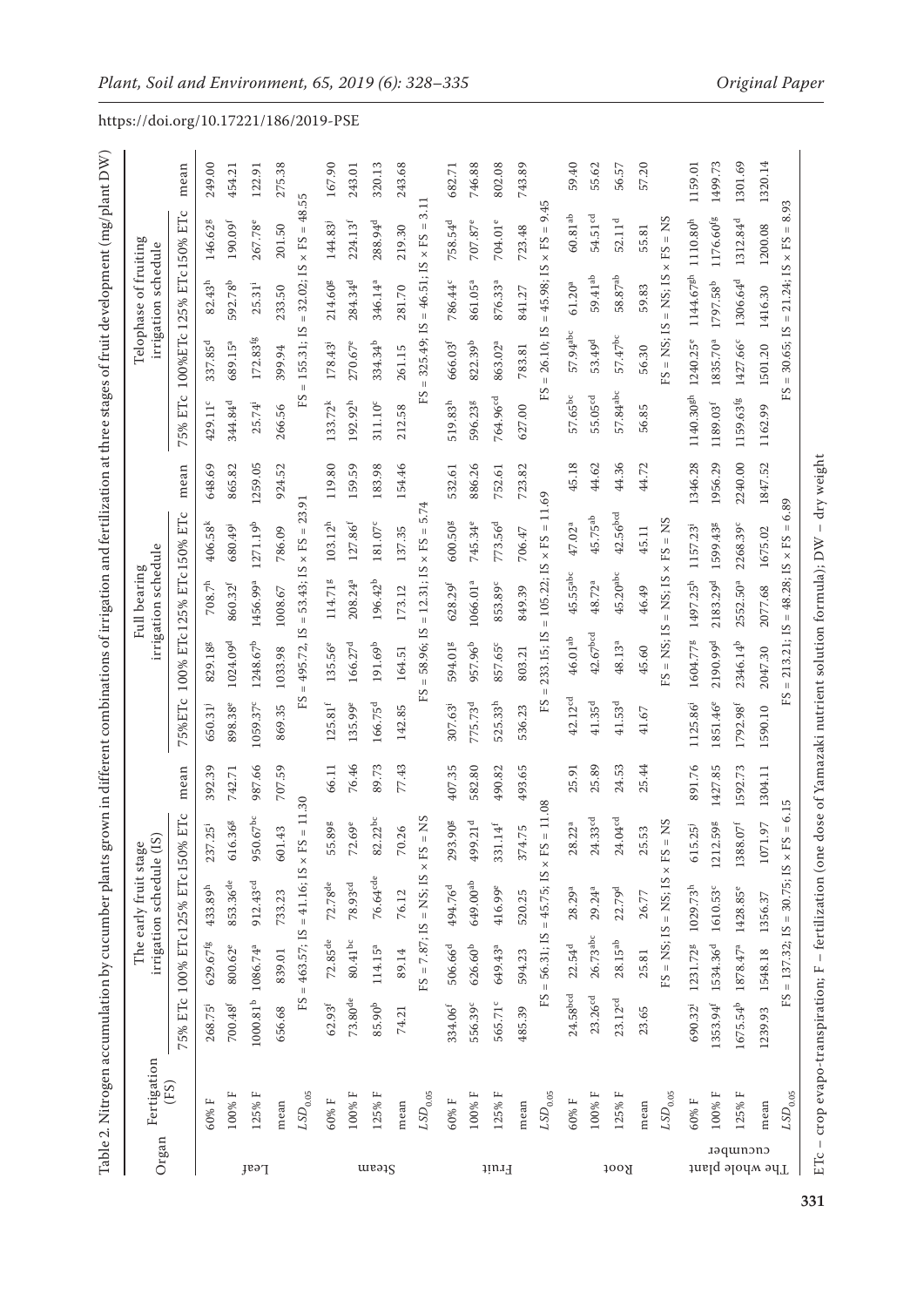https://doi.org/10.17221/186/2019-PSE

Table 2. Nitrogen accumulation by cucumber plants grown in different combinations of irrigation and fertilization at three stages of fruit development (mg/plant DW)

| Organ | Fertigation (FS) | The early fruit stage irrigation schedule (IS) | | | | | Full bearing irrigation schedule | | | | | Telophase of fruiting irrigation schedule | | | | |
|---|---|---|---|---|---|---|---|---|---|---|---|---|---|---|---|---|
| | | 75% ETc | 100% ETc | 125% ETc | 150% ETc | mean | 75%ETc | 100% ETc | 125% ETc | 150% ETc | mean | 75% ETc | 100%ETc | 125% ETc | 150% ETc | mean |
| Leaf | 60% F | 268.75[i] | 629.67[fg] | 433.89[h] | 237.25[i] | 392.39 | 650.31[j] | 829.18[g] | 708.7[h] | 406.58[k] | 648.69 | 429.11[c] | 337.85[d] | 82.43[h] | 146.62[g] | 249.00 |
| | 100% F | 700.48[f] | 800.62[e] | 853.36[de] | 616.36[g] | 742.71 | 898.38[e] | 1024.09[d] | 860.32[f] | 680.49[i] | 865.82 | 344.84[d] | 689.15[a] | 592.78[b] | 190.09[f] | 454.21 |
| | 125% F | 1000.81[b] | 1086.74[a] | 912.43[cd] | 950.67[bc] | 987.66 | 1059.37[c] | 1248.67[b] | 1456.99[a] | 1271.19[b] | 1259.05 | 25.74[i] | 172.83[fg] | 25.31[i] | 267.78[e] | 122.91 |
| | mean | 656.68 | 839.01 | 733.23 | 601.43 | 707.59 | 869.35 | 1033.98 | 1008.67 | 786.09 | 924.52 | 266.56 | 399.94 | 233.50 | 201.50 | 275.38 |
| | $LSD_{0.05}$ | FS = 463.57; IS = 41.16; IS × FS = 11.30 | | | | | FS = 495.72, IS = 53.43; IS × FS = 23.91 | | | | | FS = 155.31; IS = 32.02; IS × FS = 48.55 | | | | |
| Steam | 60% F | 62.93[f] | 72.85[de] | 72.78[de] | 55.89[g] | 66.11 | 125.81[f] | 135.56[e] | 114.71[g] | 103.12[h] | 119.80 | 133.72[k] | 178.43[i] | 214.60[g] | 144.83[j] | 167.90 |
| | 100% F | 73.80[de] | 80.41[bc] | 78.93[cd] | 72.69[e] | 76.46 | 135.99[e] | 166.27[d] | 208.24[a] | 127.86[f] | 159.59 | 192.92[h] | 270.67[e] | 284.34[d] | 224.13[f] | 243.01 |
| | 125% F | 85.90[b] | 114.15[a] | 76.64[cde] | 82.22[bc] | 89.73 | 166.75[d] | 191.69[b] | 196.42[b] | 181.07[c] | 183.98 | 311.10[c] | 334.34[b] | 346.14[a] | 288.94[d] | 320.13 |
| | mean | 74.21 | 89.14 | 76.12 | 70.26 | 77.43 | 142.85 | 164.51 | 173.12 | 137.35 | 154.46 | 212.58 | 261.15 | 281.70 | 219.30 | 243.68 |
| | $LSD_{0.05}$ | FS = 7.87; IS = NS; IS × FS = NS | | | | | FS = 58.96; IS = 12.31; IS × FS = 5.74 | | | | | FS = 325.49; IS = 46.51; IS × FS = 3.11 | | | | |
| Fruit | 60% F | 334.06[f] | 506.66[d] | 494.76[d] | 293.90[g] | 407.35 | 307.63[i] | 594.01[g] | 628.29[f] | 600.50[g] | 532.61 | 519.83[h] | 666.03[f] | 786.44[c] | 758.54[d] | 682.71 |
| | 100% F | 556.39[c] | 626.60[b] | 649.00[ab] | 499.21[d] | 582.80 | 775.73[d] | 957.96[b] | 1066.01[a] | 745.34[e] | 886.26 | 596.23[g] | 822.39[b] | 861.05[a] | 707.87[e] | 746.88 |
| | 125% F | 565.71[c] | 649.43[a] | 416.99[e] | 331.14[f] | 490.82 | 525.33[h] | 857.65[c] | 853.89[c] | 773.56[d] | 752.61 | 764.96[cd] | 863.02[a] | 876.33[a] | 704.01[e] | 802.08 |
| | mean | 485.39 | 594.23 | 520.25 | 374.75 | 493.65 | 536.23 | 803.21 | 849.39 | 706.47 | 723.82 | 627.00 | 783.81 | 841.27 | 723.48 | 743.89 |
| | $LSD_{0.05}$ | FS = 56.31; IS = 45.75; IS × FS = 11.08 | | | | | FS = 233.15; IS = 105.22; IS × FS = 11.69 | | | | | FS = 26.10; IS = 45.98; IS × FS = 9.45 | | | | |
| Root | 60% F | 24.58[bcd] | 22.54[d] | 28.29[a] | 28.22[a] | 25.91 | 42.12[cd] | 46.01[ab] | 45.55[abc] | 47.02[a] | 45.18 | 57.65[bc] | 57.94[abc] | 61.20[a] | 60.81[ab] | 59.40 |
| | 100% F | 23.26[cd] | 26.73[abc] | 29.24[a] | 24.33[cd] | 25.89 | 41.35[d] | 42.67[bcd] | 48.72[a] | 45.75[ab] | 44.62 | 55.05[cd] | 53.49[d] | 59.41[ab] | 54.51[cd] | 55.62 |
| | 125% F | 23.12[cd] | 28.15[ab] | 22.79[d] | 24.04[cd] | 24.53 | 41.53[d] | 48.13[a] | 45.20[abc] | 42.56[bcd] | 44.36 | 57.84[abc] | 57.47[bc] | 58.87[ab] | 52.11[d] | 56.57 |
| | mean | 23.65 | 25.81 | 26.77 | 25.53 | 25.44 | 41.67 | 45.60 | 46.49 | 45.11 | 44.72 | 56.85 | 56.30 | 59.83 | 55.81 | 57.20 |
| | $LSD_{0.05}$ | FS = NS; IS = NS; IS × FS = NS | | | | | FS = NS; IS = NS; IS × FS = NS | | | | | FS = NS; IS = NS; IS × FS = NS | | | | |
| The whole plant cucumber | 60% F | 690.32[i] | 1231.72[g] | 1029.73[h] | 615.25[j] | 891.76 | 1125.86[j] | 1604.77[g] | 1497.25[h] | 1157.23[i] | 1346.28 | 1140.30[gh] | 1240.25[e] | 1144.67[gh] | 1110.80[h] | 1159.01 |
| | 100% F | 1353.94[f] | 1534.36[d] | 1610.53[c] | 1212.59[g] | 1427.85 | 1851.46[e] | 2190.99[d] | 2183.29[d] | 1599.43[g] | 1956.29 | 1189.03[f] | 1835.70[a] | 1797.58[b] | 1176.60[fg] | 1499.73 |
| | 125% F | 1675.54[b] | 1878.47[a] | 1428.85[e] | 1388.07[f] | 1592.73 | 1792.98[f] | 2346.14[b] | 2552.50[a] | 2268.39[c] | 2240.00 | 1159.63[fg] | 1427.66[c] | 1306.64[d] | 1312.84[d] | 1301.69 |
| | mean | 1239.93 | 1548.18 | 1356.37 | 1071.97 | 1304.11 | 1590.10 | 2047.30 | 2077.68 | 1675.02 | 1847.52 | 1162.99 | 1501.20 | 1416.30 | 1200.08 | 1320.14 |
| | $LSD_{0.05}$ | FS = 137.32; IS = 30.75; IS × FS = 6.15 | | | | | FS = 213.21; IS = 48.28; IS × FS = 6.89 | | | | | FS = 30.65; IS = 21.24; IS × FS = 8.93 | | | | |

ETc – crop evapo-transpiration; F – fertilization (one dose of Yamazaki nutrient solution formula); DW – dry weight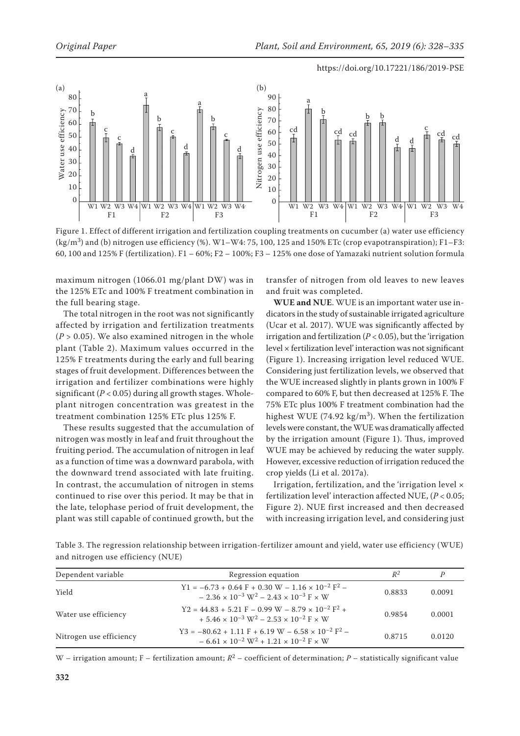Figure 1. Effect of different irrigation and fertilization coupling treatments on cucumber (a) water use efficiency (kg/m$^3$) and (b) nitrogen use efficiency (%). W1–W4: 75, 100, 125 and 150% ETc (crop evapotranspiration); F1–F3: 60, 100 and 125% F (fertilization). F1 – 60%; F2 – 100%; F3 – 125% one dose of Yamazaki nutrient solution formula

maximum nitrogen (1066.01 mg/plant DW) was in the 125% ETc and 100% F treatment combination in the full bearing stage.

The total nitrogen in the root was not significantly affected by irrigation and fertilization treatments ($P > 0.05$). We also examined nitrogen in the whole plant (Table 2). Maximum values occurred in the 125% F treatments during the early and full bearing stages of fruit development. Differences between the irrigation and fertilizer combinations were highly significant ($P < 0.05$) during all growth stages. Whole-plant nitrogen concentration was greatest in the treatment combination 125% ETc plus 125% F.

These results suggested that the accumulation of nitrogen was mostly in leaf and fruit throughout the fruiting period. The accumulation of nitrogen in leaf as a function of time was a downward parabola, with the downward trend associated with late fruiting. In contrast, the accumulation of nitrogen in stems continued to rise over this period. It may be that in the late, telophase period of fruit development, the plant was still capable of continued growth, but the transfer of nitrogen from old leaves to new leaves and fruit was completed.

**WUE and NUE**. WUE is an important water use indicators in the study of sustainable irrigated agriculture (Ucar et al. 2017). WUE was significantly affected by irrigation and fertilization ($P < 0.05$), but the 'irrigation level × fertilization level' interaction was not significant (Figure 1). Increasing irrigation level reduced WUE. Considering just fertilization levels, we observed that the WUE increased slightly in plants grown in 100% F compared to 60% F, but then decreased at 125% F. The 75% ETc plus 100% F treatment combination had the highest WUE (74.92 kg/m$^3$). When the fertilization levels were constant, the WUE was dramatically affected by the irrigation amount (Figure 1). Thus, improved WUE may be achieved by reducing the water supply. However, excessive reduction of irrigation reduced the crop yields (Li et al. 2017a).

Irrigation, fertilization, and the 'irrigation level × fertilization level' interaction affected NUE, ($P < 0.05$; Figure 2). NUE first increased and then decreased with increasing irrigation level, and considering just

Table 3. The regression relationship between irrigation-fertilizer amount and yield, water use efficiency (WUE) and nitrogen use efficiency (NUE)

| Dependent variable | Regression equation | $R^2$ | $P$ |
|---|---|---|---|
| Yield | $Y1 = -6.73 + 0.64\,F + 0.30\,W - 1.16 \times 10^{-2}\,F^2 - 2.36 \times 10^{-3}\,W^2 - 2.43 \times 10^{-3}\,F \times W$ | 0.8833 | 0.0091 |
| Water use efficiency | $Y2 = 44.83 + 5.21\,F - 0.99\,W - 8.79 \times 10^{-2}\,F^2 + 5.46 \times 10^{-3}\,W^2 - 2.53 \times 10^{-2}\,F \times W$ | 0.9854 | 0.0001 |
| Nitrogen use efficiency | $Y3 = -80.62 + 1.11\,F + 6.19\,W - 6.58 \times 10^{-2}\,F^2 - 6.61 \times 10^{-2}\,W^2 + 1.21 \times 10^{-2}\,F \times W$ | 0.8715 | 0.0120 |

W – irrigation amount; F – fertilization amount; $R^2$ – coefficient of determination; $P$ – statistically significant value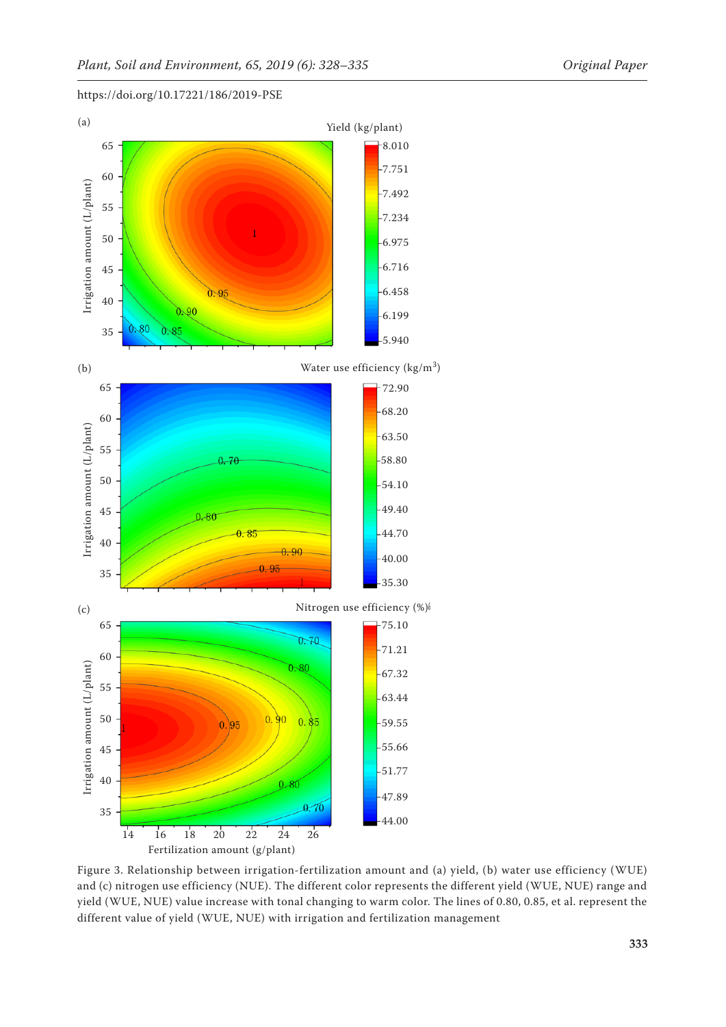Figure 3. Relationship between irrigation-fertilization amount and (a) yield, (b) water use efficiency (WUE) and (c) nitrogen use efficiency (NUE). The different color represents the different yield (WUE, NUE) range and yield (WUE, NUE) value increase with tonal changing to warm color. The lines of 0.80, 0.85, et al. represent the different value of yield (WUE, NUE) with irrigation and fertilization management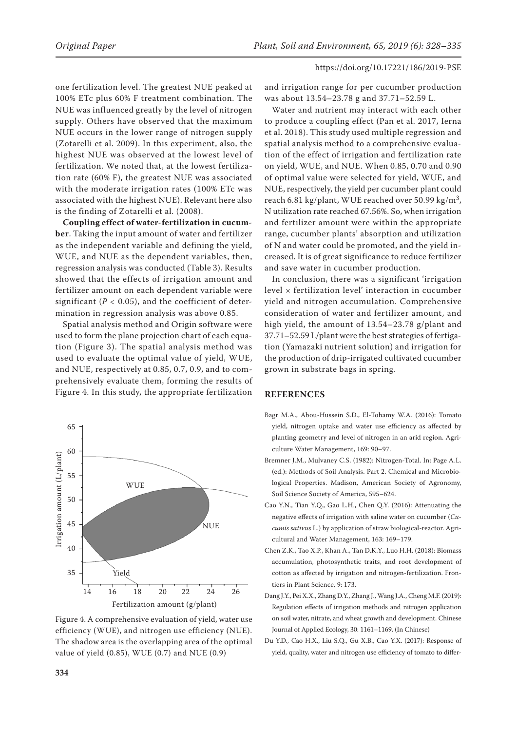one fertilization level. The greatest NUE peaked at 100% ETc plus 60% F treatment combination. The NUE was influenced greatly by the level of nitrogen supply. Others have observed that the maximum NUE occurs in the lower range of nitrogen supply (Zotarelli et al. 2009). In this experiment, also, the highest NUE was observed at the lowest level of fertilization. We noted that, at the lowest fertilization rate (60% F), the greatest NUE was associated with the moderate irrigation rates (100% ETc was associated with the highest NUE). Relevant here also is the finding of Zotarelli et al. (2008).

**Coupling effect of water-fertilization in cucumber**. Taking the input amount of water and fertilizer as the independent variable and defining the yield, WUE, and NUE as the dependent variables, then, regression analysis was conducted (Table 3). Results showed that the effects of irrigation amount and fertilizer amount on each dependent variable were significant ($P < 0.05$), and the coefficient of determination in regression analysis was above 0.85.

Spatial analysis method and Origin software were used to form the plane projection chart of each equation (Figure 3). The spatial analysis method was used to evaluate the optimal value of yield, WUE, and NUE, respectively at 0.85, 0.7, 0.9, and to comprehensively evaluate them, forming the results of Figure 4. In this study, the appropriate fertilization and irrigation range for per cucumber production was about 13.54–23.78 g and 37.71–52.59 L.

Figure 4. A comprehensive evaluation of yield, water use efficiency (WUE), and nitrogen use efficiency (NUE). The shadow area is the overlapping area of the optimal value of yield (0.85), WUE (0.7) and NUE (0.9)

Water and nutrient may interact with each other to produce a coupling effect (Pan et al. 2017, Ierna et al. 2018). This study used multiple regression and spatial analysis method to a comprehensive evaluation of the effect of irrigation and fertilization rate on yield, WUE, and NUE. When 0.85, 0.70 and 0.90 of optimal value were selected for yield, WUE, and NUE, respectively, the yield per cucumber plant could reach 6.81 kg/plant, WUE reached over 50.99 kg/m$^3$, N utilization rate reached 67.56%. So, when irrigation and fertilizer amount were within the appropriate range, cucumber plants' absorption and utilization of N and water could be promoted, and the yield increased. It is of great significance to reduce fertilizer and save water in cucumber production.

In conclusion, there was a significant 'irrigation level × fertilization level' interaction in cucumber yield and nitrogen accumulation. Comprehensive consideration of water and fertilizer amount, and high yield, the amount of 13.54–23.78 g/plant and 37.71–52.59 L/plant were the best strategies of fertigation (Yamazaki nutrient solution) and irrigation for the production of drip-irrigated cultivated cucumber grown in substrate bags in spring.

## REFERENCES

Bagr M.A., Abou-Hussein S.D., El-Tohamy W.A. (2016): Tomato yield, nitrogen uptake and water use efficiency as affected by planting geometry and level of nitrogen in an arid region. Agriculture Water Management, 169: 90–97.

Bremner J.M., Mulvaney C.S. (1982): Nitrogen-Total. In: Page A.L. (ed.): Methods of Soil Analysis. Part 2. Chemical and Microbiological Properties. Madison, American Society of Agronomy, Soil Science Society of America, 595–624.

Cao Y.N., Tian Y.Q., Gao L.H., Chen Q.Y. (2016): Attenuating the negative effects of irrigation with saline water on cucumber (*Cucumis sativus* L.) by application of straw biological-reactor. Agricultural and Water Management, 163: 169–179.

Chen Z.K., Tao X.P., Khan A., Tan D.K.Y., Luo H.H. (2018): Biomass accumulation, photosynthetic traits, and root development of cotton as affected by irrigation and nitrogen-fertilization. Frontiers in Plant Science, 9: 173.

Dang J.Y., Pei X.X., Zhang D.Y., Zhang J., Wang J.A., Cheng M.F. (2019): Regulation effects of irrigation methods and nitrogen application on soil water, nitrate, and wheat growth and development. Chinese Journal of Applied Ecology, 30: 1161–1169. (In Chinese)

Du Y.D., Cao H.X., Liu S.Q., Gu X.B., Cao Y.X. (2017): Response of yield, quality, water and nitrogen use efficiency of tomato to differ-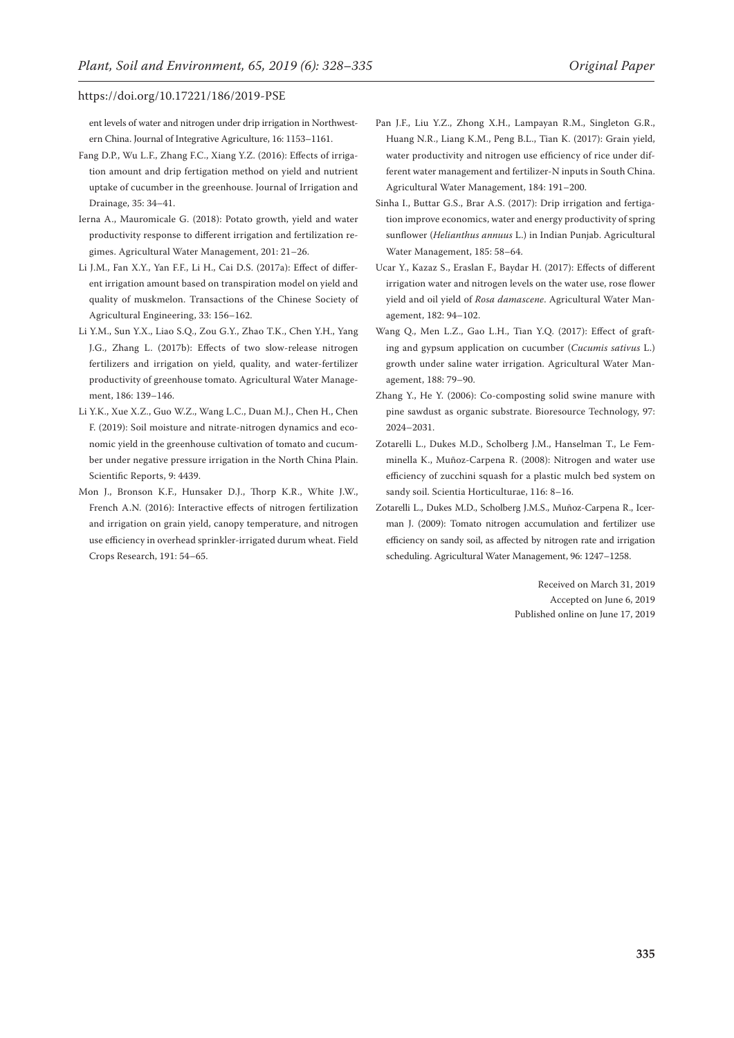ent levels of water and nitrogen under drip irrigation in Northwestern China. Journal of Integrative Agriculture, 16: 1153–1161.

Fang D.P., Wu L.F., Zhang F.C., Xiang Y.Z. (2016): Effects of irrigation amount and drip fertigation method on yield and nutrient uptake of cucumber in the greenhouse. Journal of Irrigation and Drainage, 35: 34–41.

Ierna A., Mauromicale G. (2018): Potato growth, yield and water productivity response to different irrigation and fertilization regimes. Agricultural Water Management, 201: 21–26.

Li J.M., Fan X.Y., Yan F.F., Li H., Cai D.S. (2017a): Effect of different irrigation amount based on transpiration model on yield and quality of muskmelon. Transactions of the Chinese Society of Agricultural Engineering, 33: 156–162.

Li Y.M., Sun Y.X., Liao S.Q., Zou G.Y., Zhao T.K., Chen Y.H., Yang J.G., Zhang L. (2017b): Effects of two slow-release nitrogen fertilizers and irrigation on yield, quality, and water-fertilizer productivity of greenhouse tomato. Agricultural Water Management, 186: 139–146.

Li Y.K., Xue X.Z., Guo W.Z., Wang L.C., Duan M.J., Chen H., Chen F. (2019): Soil moisture and nitrate-nitrogen dynamics and economic yield in the greenhouse cultivation of tomato and cucumber under negative pressure irrigation in the North China Plain. Scientific Reports, 9: 4439.

Mon J., Bronson K.F., Hunsaker D.J., Thorp K.R., White J.W., French A.N. (2016): Interactive effects of nitrogen fertilization and irrigation on grain yield, canopy temperature, and nitrogen use efficiency in overhead sprinkler-irrigated durum wheat. Field Crops Research, 191: 54–65.

Pan J.F., Liu Y.Z., Zhong X.H., Lampayan R.M., Singleton G.R., Huang N.R., Liang K.M., Peng B.L., Tian K. (2017): Grain yield, water productivity and nitrogen use efficiency of rice under different water management and fertilizer-N inputs in South China. Agricultural Water Management, 184: 191–200.

Sinha I., Buttar G.S., Brar A.S. (2017): Drip irrigation and fertigation improve economics, water and energy productivity of spring sunflower (*Helianthus annuus* L.) in Indian Punjab. Agricultural Water Management, 185: 58–64.

Ucar Y., Kazaz S., Eraslan F., Baydar H. (2017): Effects of different irrigation water and nitrogen levels on the water use, rose flower yield and oil yield of *Rosa damascene*. Agricultural Water Management, 182: 94–102.

Wang Q., Men L.Z., Gao L.H., Tian Y.Q. (2017): Effect of grafting and gypsum application on cucumber (*Cucumis sativus* L.) growth under saline water irrigation. Agricultural Water Management, 188: 79–90.

Zhang Y., He Y. (2006): Co-composting solid swine manure with pine sawdust as organic substrate. Bioresource Technology, 97: 2024–2031.

Zotarelli L., Dukes M.D., Scholberg J.M., Hanselman T., Le Femminella K., Muñoz-Carpena R. (2008): Nitrogen and water use efficiency of zucchini squash for a plastic mulch bed system on sandy soil. Scientia Horticulturae, 116: 8–16.

Zotarelli L., Dukes M.D., Scholberg J.M.S., Muñoz-Carpena R., Icerman J. (2009): Tomato nitrogen accumulation and fertilizer use efficiency on sandy soil, as affected by nitrogen rate and irrigation scheduling. Agricultural Water Management, 96: 1247–1258.

Received on March 31, 2019
Accepted on June 6, 2019
Published online on June 17, 2019